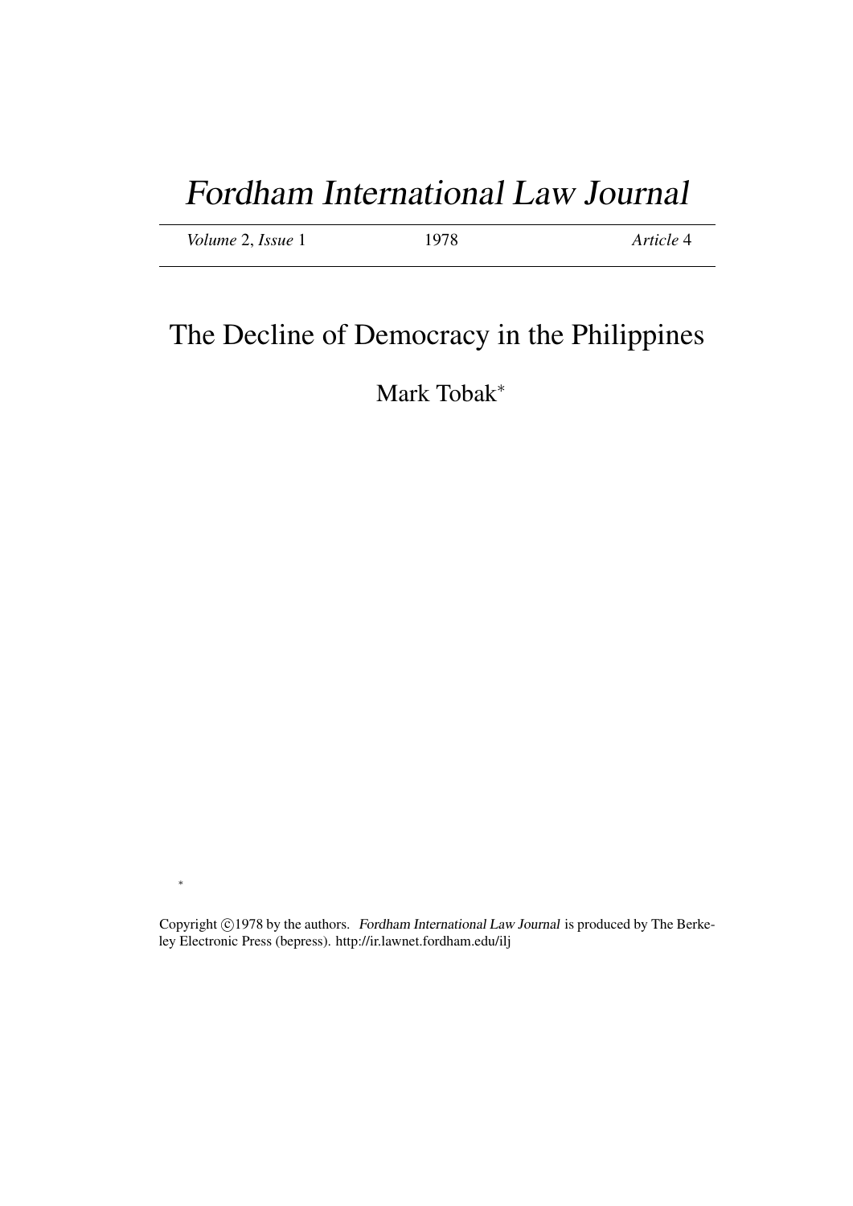# Fordham International Law Journal

*Volume* 2, *Issue* 1 1978 *Article* 4

## The Decline of Democracy in the Philippines

Mark Tobak*

*

Copyright ©1978 by the authors. *Fordham International Law Journal* is produced by The Berkeley Electronic Press (bepress). http://ir.lawnet.fordham.edu/ilj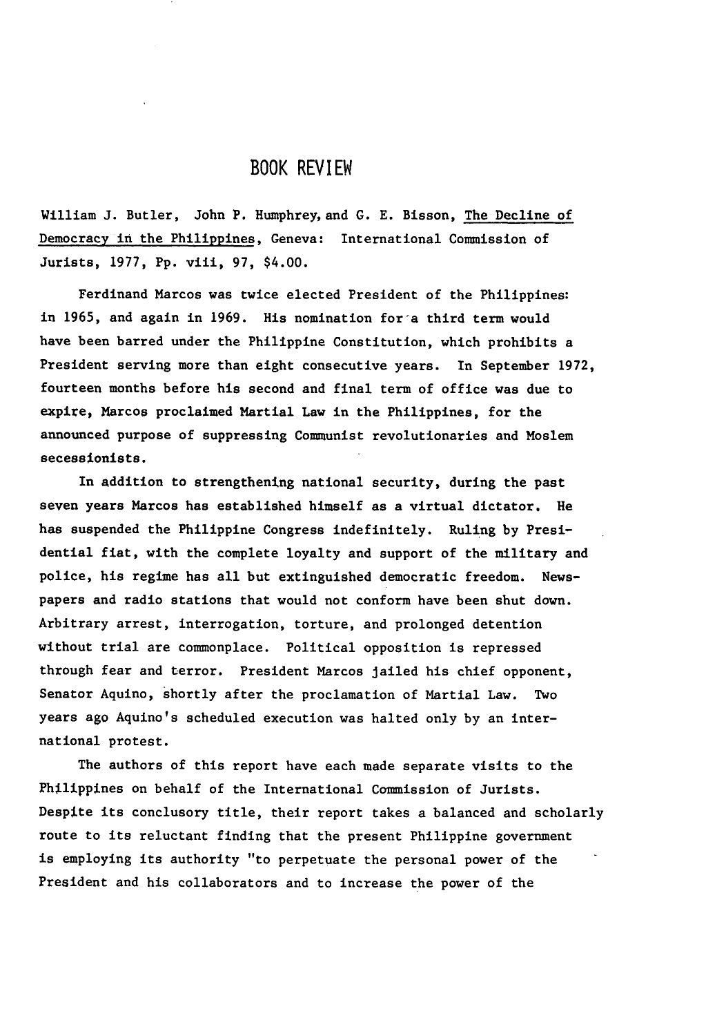# BOOK REVIEW

William J. Butler, John P. Humphrey, and G. E. Bisson, The Decline of Democracy in the Philippines, Geneva: International Commission of Jurists, 1977, Pp. viii, 97, $4.00.

Ferdinand Marcos was twice elected President of the Philippines: in 1965, and again in 1969. His nomination for a third term would have been barred under the Philippine Constitution, which prohibits a President serving more than eight consecutive years. In September 1972, fourteen months before his second and final term of office was due to expire, Marcos proclaimed Martial Law in the Philippines, for the announced purpose of suppressing Communist revolutionaries and Moslem secessionists.

In addition to strengthening national security, during the past seven years Marcos has established himself as a virtual dictator. He has suspended the Philippine Congress indefinitely. Ruling by Presidential fiat, with the complete loyalty and support of the military and police, his regime has all but extinguished democratic freedom. Newspapers and radio stations that would not conform have been shut down. Arbitrary arrest, interrogation, torture, and prolonged detention without trial are commonplace. Political opposition is repressed through fear and terror. President Marcos jailed his chief opponent, Senator Aquino, shortly after the proclamation of Martial Law. Two years ago Aquino's scheduled execution was halted only by an international protest.

The authors of this report have each made separate visits to the Philippines on behalf of the International Commission of Jurists. Despite its conclusory title, their report takes a balanced and scholarly route to its reluctant finding that the present Philippine government is employing its authority "to perpetuate the personal power of the President and his collaborators and to increase the power of the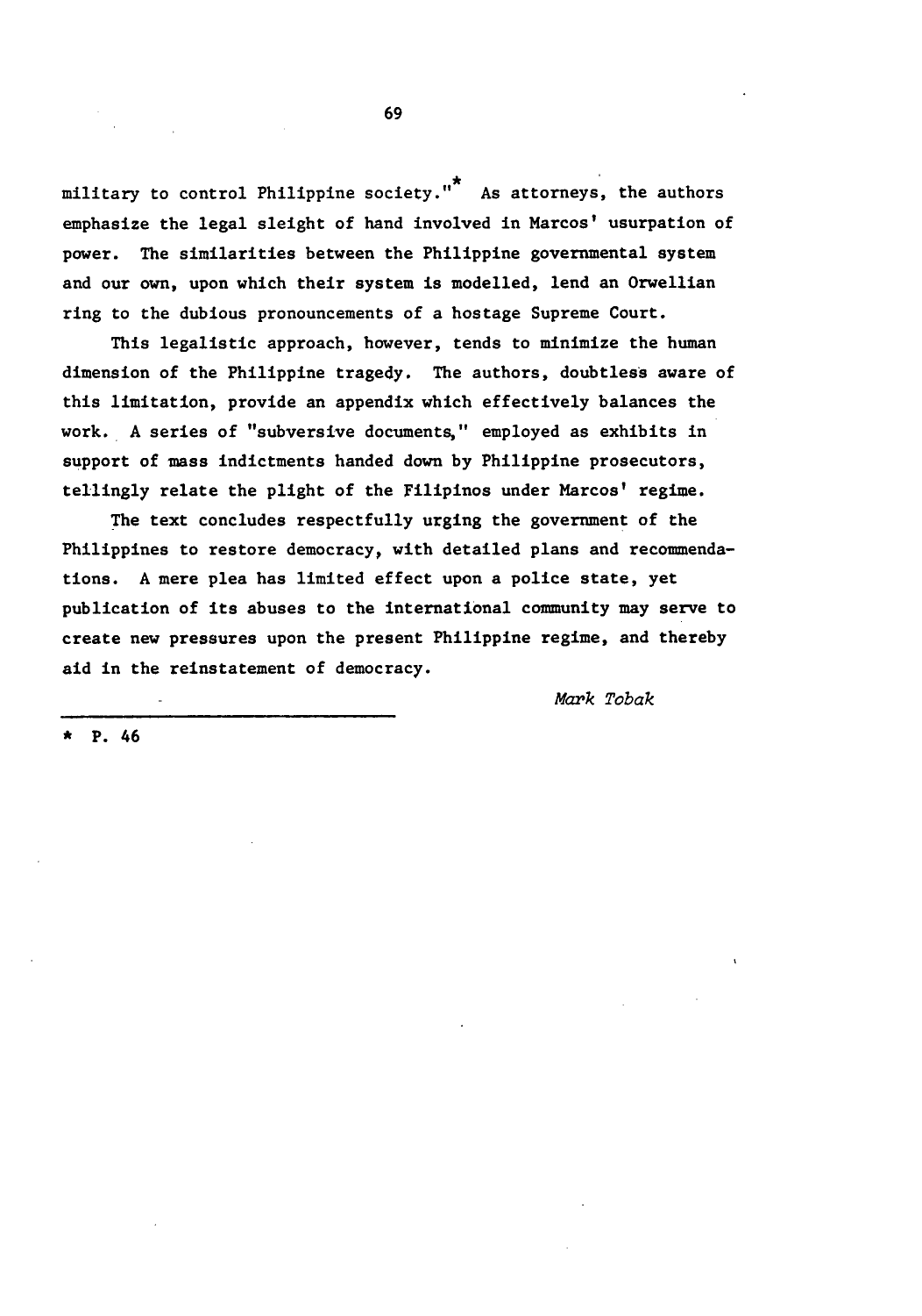military to control Philippine society."* As attorneys, the authors emphasize the legal sleight of hand involved in Marcos' usurpation of power. The similarities between the Philippine governmental system and our own, upon which their system is modelled, lend an Orwellian ring to the dubious pronouncements of a hostage Supreme Court.

This legalistic approach, however, tends to minimize the human dimension of the Philippine tragedy. The authors, doubtless aware of this limitation, provide an appendix which effectively balances the work. A series of "subversive documents," employed as exhibits in support of mass indictments handed down by Philippine prosecutors, tellingly relate the plight of the Filipinos under Marcos' regime.

The text concludes respectfully urging the government of the Philippines to restore democracy, with detailed plans and recommendations. A mere plea has limited effect upon a police state, yet publication of its abuses to the international community may serve to create new pressures upon the present Philippine regime, and thereby aid in the reinstatement of democracy.

*Mark Tobak*

---

* P. 46